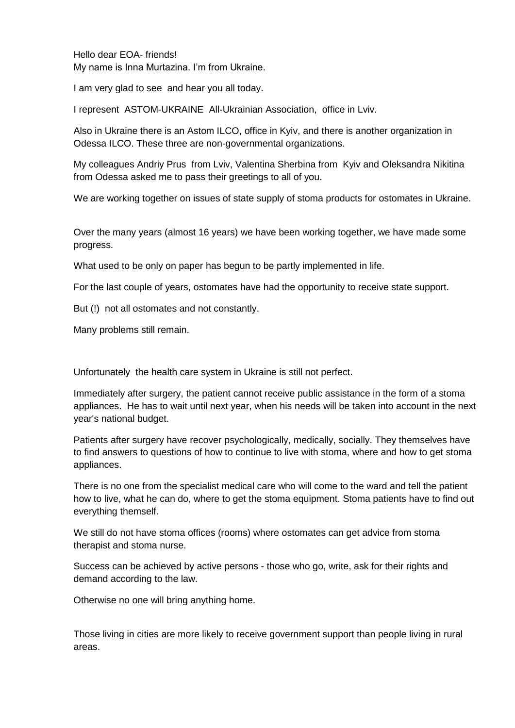Hello dear EOA- friends!
My name is Inna Murtazina. I'm from Ukraine.

I am very glad to see and hear you all today.

I represent ASTOM-UKRAINE All-Ukrainian Association, office in Lviv.

Also in Ukraine there is an Astom ILCO, office in Kyiv, and there is another organization in Odessa ILCO. These three are non-governmental organizations.

My colleagues Andriy Prus from Lviv, Valentina Sherbina from Kyiv and Oleksandra Nikitina from Odessa asked me to pass their greetings to all of you.

We are working together on issues of state supply of stoma products for ostomates in Ukraine.

Over the many years (almost 16 years) we have been working together, we have made some progress.

What used to be only on paper has begun to be partly implemented in life.

For the last couple of years, ostomates have had the opportunity to receive state support.

But (!) not all ostomates and not constantly.

Many problems still remain.

Unfortunately the health care system in Ukraine is still not perfect.

Immediately after surgery, the patient cannot receive public assistance in the form of a stoma appliances. He has to wait until next year, when his needs will be taken into account in the next year's national budget.

Patients after surgery have recover psychologically, medically, socially. They themselves have to find answers to questions of how to continue to live with stoma, where and how to get stoma appliances.

There is no one from the specialist medical care who will come to the ward and tell the patient how to live, what he can do, where to get the stoma equipment. Stoma patients have to find out everything themself.

We still do not have stoma offices (rooms) where ostomates can get advice from stoma therapist and stoma nurse.

Success can be achieved by active persons - those who go, write, ask for their rights and demand according to the law.

Otherwise no one will bring anything home.

Those living in cities are more likely to receive government support than people living in rural areas.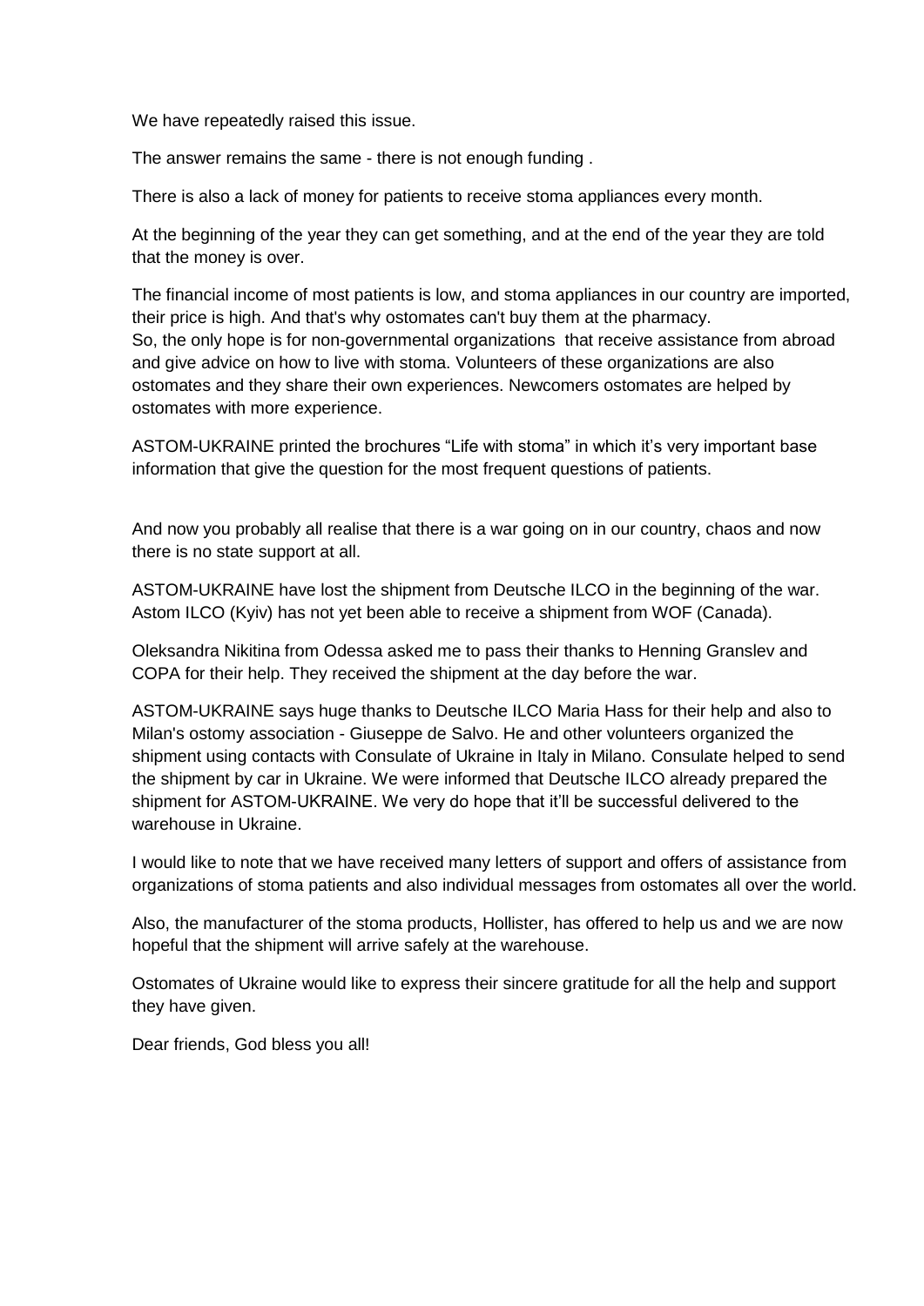We have repeatedly raised this issue.

The answer remains the same - there is not enough funding .

There is also a lack of money for patients to receive stoma appliances every month.

At the beginning of the year they can get something, and at the end of the year they are told that the money is over.

The financial income of most patients is low, and stoma appliances in our country are imported, their price is high. And that's why ostomates can't buy them at the pharmacy.
So, the only hope is for non-governmental organizations that receive assistance from abroad and give advice on how to live with stoma. Volunteers of these organizations are also ostomates and they share their own experiences. Newcomers ostomates are helped by ostomates with more experience.

ASTOM-UKRAINE printed the brochures "Life with stoma" in which it's very important base information that give the question for the most frequent questions of patients.

And now you probably all realise that there is a war going on in our country, chaos and now there is no state support at all.

ASTOM-UKRAINE have lost the shipment from Deutsche ILCO in the beginning of the war. Astom ILCO (Kyiv) has not yet been able to receive a shipment from WOF (Canada).

Oleksandra Nikitina from Odessa asked me to pass their thanks to Henning Granslev and COPA for their help. They received the shipment at the day before the war.

ASTOM-UKRAINE says huge thanks to Deutsche ILCO Maria Hass for their help and also to Milan's ostomy association - Giuseppe de Salvo. He and other volunteers organized the shipment using contacts with Consulate of Ukraine in Italy in Milano. Consulate helped to send the shipment by car in Ukraine. We were informed that Deutsche ILCO already prepared the shipment for ASTOM-UKRAINE. We very do hope that it'll be successful delivered to the warehouse in Ukraine.

I would like to note that we have received many letters of support and offers of assistance from organizations of stoma patients and also individual messages from ostomates all over the world.

Also, the manufacturer of the stoma products, Hollister, has offered to help us and we are now hopeful that the shipment will arrive safely at the warehouse.

Ostomates of Ukraine would like to express their sincere gratitude for all the help and support they have given.

Dear friends, God bless you all!